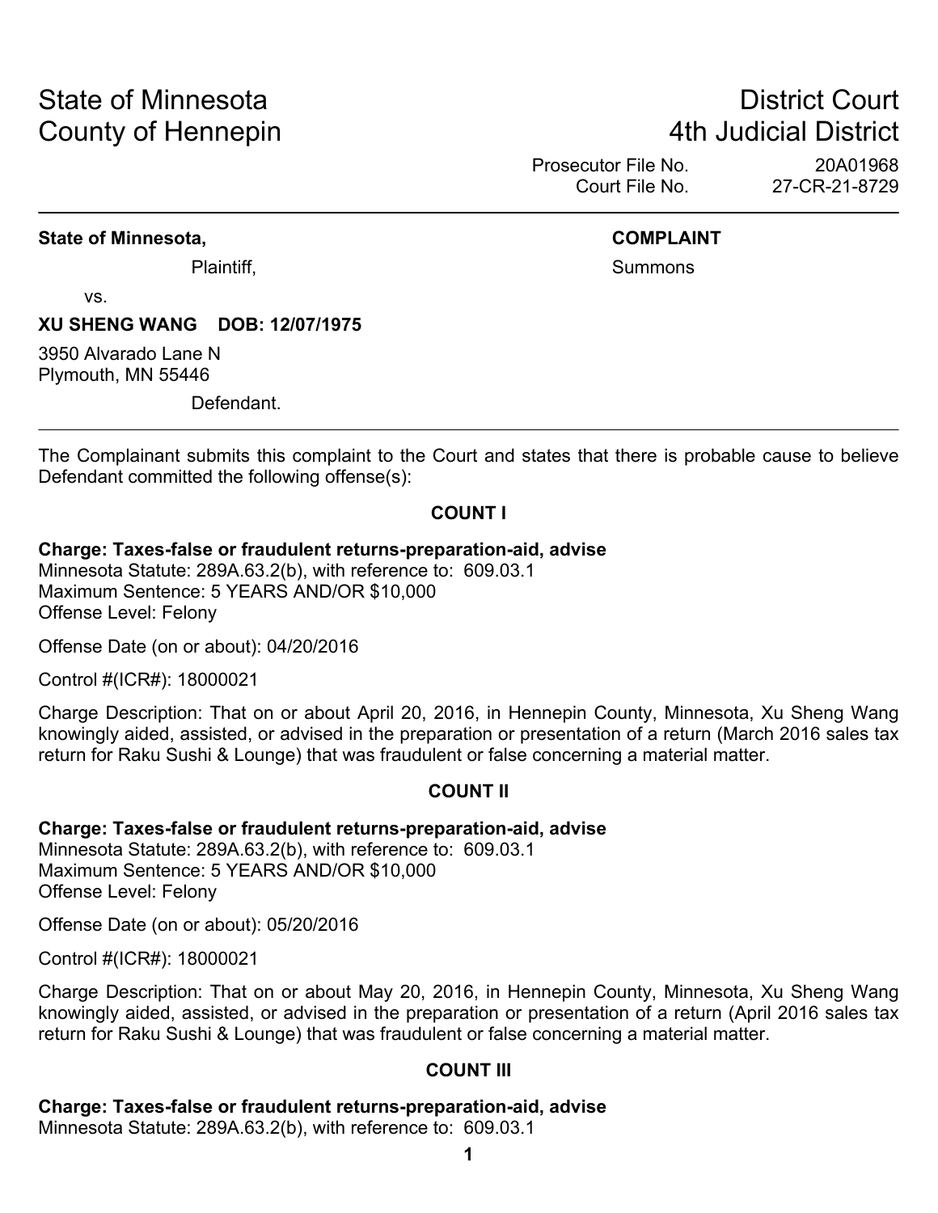State of Minnesota
County of Hennepin

District Court
4th Judicial District

Prosecutor File No. 20A01968
Court File No. 27-CR-21-8729

**State of Minnesota,**

Plaintiff,

vs.

**XU SHENG WANG DOB: 12/07/1975**

3950 Alvarado Lane N
Plymouth, MN 55446

Defendant.

**COMPLAINT**

Summons

The Complainant submits this complaint to the Court and states that there is probable cause to believe Defendant committed the following offense(s):

## COUNT I

**Charge: Taxes-false or fraudulent returns-preparation-aid, advise**
Minnesota Statute: 289A.63.2(b), with reference to: 609.03.1
Maximum Sentence: 5 YEARS AND/OR $10,000
Offense Level: Felony

Offense Date (on or about): 04/20/2016

Control #(ICR#): 18000021

Charge Description: That on or about April 20, 2016, in Hennepin County, Minnesota, Xu Sheng Wang knowingly aided, assisted, or advised in the preparation or presentation of a return (March 2016 sales tax return for Raku Sushi & Lounge) that was fraudulent or false concerning a material matter.

## COUNT II

**Charge: Taxes-false or fraudulent returns-preparation-aid, advise**
Minnesota Statute: 289A.63.2(b), with reference to: 609.03.1
Maximum Sentence: 5 YEARS AND/OR $10,000
Offense Level: Felony

Offense Date (on or about): 05/20/2016

Control #(ICR#): 18000021

Charge Description: That on or about May 20, 2016, in Hennepin County, Minnesota, Xu Sheng Wang knowingly aided, assisted, or advised in the preparation or presentation of a return (April 2016 sales tax return for Raku Sushi & Lounge) that was fraudulent or false concerning a material matter.

## COUNT III

**Charge: Taxes-false or fraudulent returns-preparation-aid, advise**
Minnesota Statute: 289A.63.2(b), with reference to: 609.03.1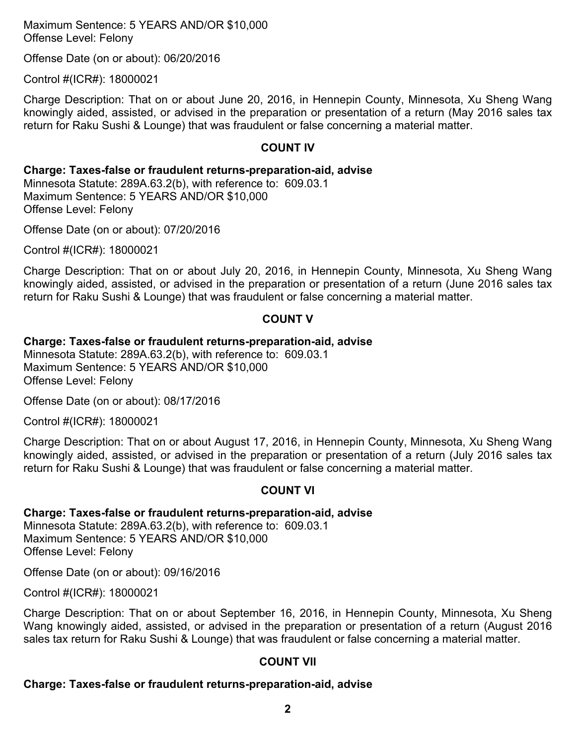Maximum Sentence: 5 YEARS AND/OR $10,000
Offense Level: Felony

Offense Date (on or about): 06/20/2016

Control #(ICR#): 18000021

Charge Description: That on or about June 20, 2016, in Hennepin County, Minnesota, Xu Sheng Wang knowingly aided, assisted, or advised in the preparation or presentation of a return (May 2016 sales tax return for Raku Sushi & Lounge) that was fraudulent or false concerning a material matter.

**COUNT IV**

**Charge: Taxes-false or fraudulent returns-preparation-aid, advise**
Minnesota Statute: 289A.63.2(b), with reference to: 609.03.1
Maximum Sentence: 5 YEARS AND/OR $10,000
Offense Level: Felony

Offense Date (on or about): 07/20/2016

Control #(ICR#): 18000021

Charge Description: That on or about July 20, 2016, in Hennepin County, Minnesota, Xu Sheng Wang knowingly aided, assisted, or advised in the preparation or presentation of a return (June 2016 sales tax return for Raku Sushi & Lounge) that was fraudulent or false concerning a material matter.

**COUNT V**

**Charge: Taxes-false or fraudulent returns-preparation-aid, advise**
Minnesota Statute: 289A.63.2(b), with reference to: 609.03.1
Maximum Sentence: 5 YEARS AND/OR $10,000
Offense Level: Felony

Offense Date (on or about): 08/17/2016

Control #(ICR#): 18000021

Charge Description: That on or about August 17, 2016, in Hennepin County, Minnesota, Xu Sheng Wang knowingly aided, assisted, or advised in the preparation or presentation of a return (July 2016 sales tax return for Raku Sushi & Lounge) that was fraudulent or false concerning a material matter.

**COUNT VI**

**Charge: Taxes-false or fraudulent returns-preparation-aid, advise**
Minnesota Statute: 289A.63.2(b), with reference to: 609.03.1
Maximum Sentence: 5 YEARS AND/OR $10,000
Offense Level: Felony

Offense Date (on or about): 09/16/2016

Control #(ICR#): 18000021

Charge Description: That on or about September 16, 2016, in Hennepin County, Minnesota, Xu Sheng Wang knowingly aided, assisted, or advised in the preparation or presentation of a return (August 2016 sales tax return for Raku Sushi & Lounge) that was fraudulent or false concerning a material matter.

**COUNT VII**

**Charge: Taxes-false or fraudulent returns-preparation-aid, advise**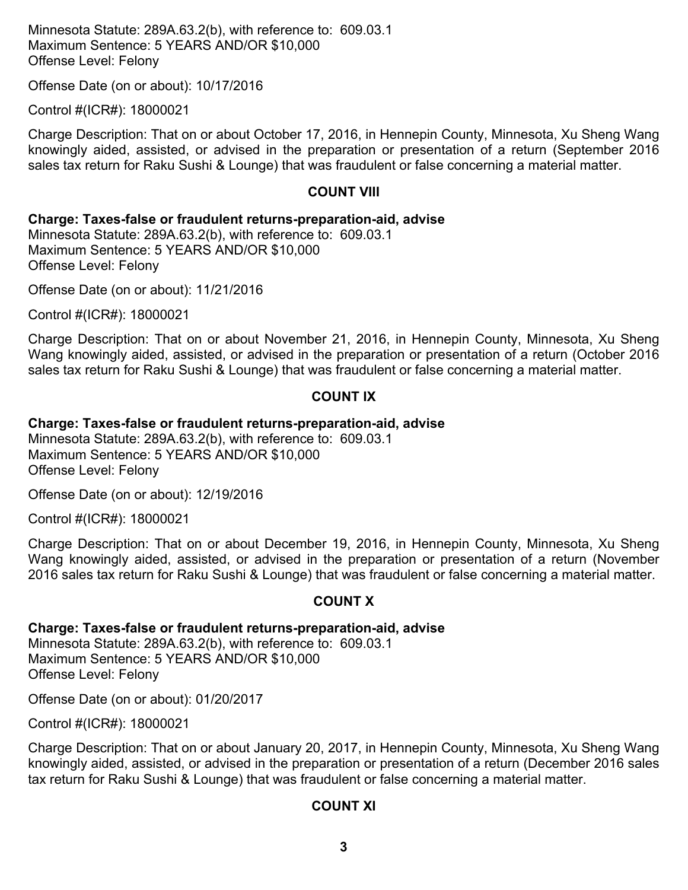Minnesota Statute: 289A.63.2(b), with reference to: 609.03.1
Maximum Sentence: 5 YEARS AND/OR $10,000
Offense Level: Felony

Offense Date (on or about): 10/17/2016

Control #(ICR#): 18000021

Charge Description: That on or about October 17, 2016, in Hennepin County, Minnesota, Xu Sheng Wang knowingly aided, assisted, or advised in the preparation or presentation of a return (September 2016 sales tax return for Raku Sushi & Lounge) that was fraudulent or false concerning a material matter.

## COUNT VIII

**Charge: Taxes-false or fraudulent returns-preparation-aid, advise**
Minnesota Statute: 289A.63.2(b), with reference to: 609.03.1
Maximum Sentence: 5 YEARS AND/OR $10,000
Offense Level: Felony

Offense Date (on or about): 11/21/2016

Control #(ICR#): 18000021

Charge Description: That on or about November 21, 2016, in Hennepin County, Minnesota, Xu Sheng Wang knowingly aided, assisted, or advised in the preparation or presentation of a return (October 2016 sales tax return for Raku Sushi & Lounge) that was fraudulent or false concerning a material matter.

## COUNT IX

**Charge: Taxes-false or fraudulent returns-preparation-aid, advise**
Minnesota Statute: 289A.63.2(b), with reference to: 609.03.1
Maximum Sentence: 5 YEARS AND/OR $10,000
Offense Level: Felony

Offense Date (on or about): 12/19/2016

Control #(ICR#): 18000021

Charge Description: That on or about December 19, 2016, in Hennepin County, Minnesota, Xu Sheng Wang knowingly aided, assisted, or advised in the preparation or presentation of a return (November 2016 sales tax return for Raku Sushi & Lounge) that was fraudulent or false concerning a material matter.

## COUNT X

**Charge: Taxes-false or fraudulent returns-preparation-aid, advise**
Minnesota Statute: 289A.63.2(b), with reference to: 609.03.1
Maximum Sentence: 5 YEARS AND/OR $10,000
Offense Level: Felony

Offense Date (on or about): 01/20/2017

Control #(ICR#): 18000021

Charge Description: That on or about January 20, 2017, in Hennepin County, Minnesota, Xu Sheng Wang knowingly aided, assisted, or advised in the preparation or presentation of a return (December 2016 sales tax return for Raku Sushi & Lounge) that was fraudulent or false concerning a material matter.

## COUNT XI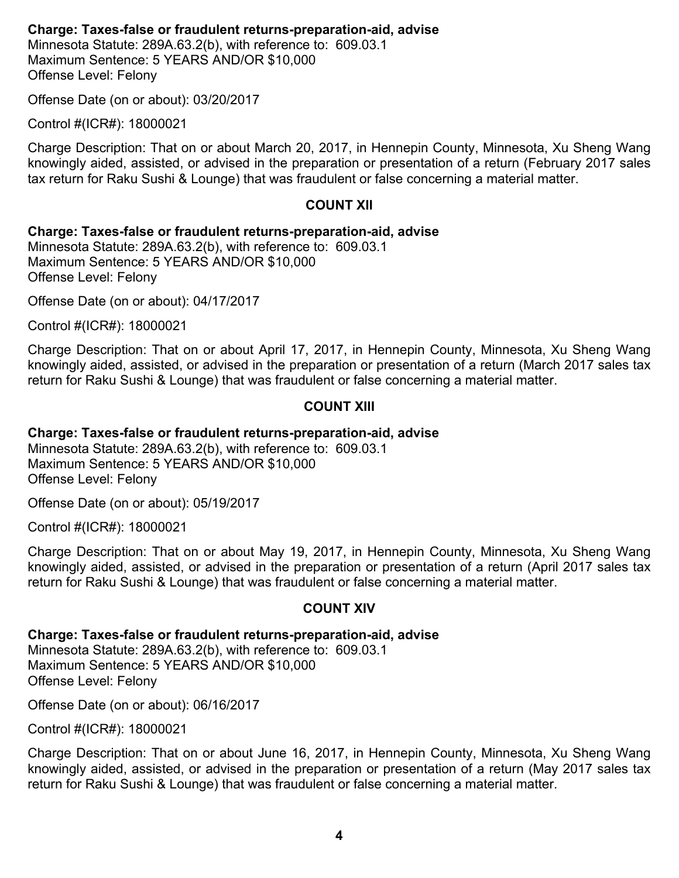**Charge: Taxes-false or fraudulent returns-preparation-aid, advise**
Minnesota Statute: 289A.63.2(b), with reference to: 609.03.1
Maximum Sentence: 5 YEARS AND/OR $10,000
Offense Level: Felony

Offense Date (on or about): 03/20/2017

Control #(ICR#): 18000021

Charge Description: That on or about March 20, 2017, in Hennepin County, Minnesota, Xu Sheng Wang knowingly aided, assisted, or advised in the preparation or presentation of a return (February 2017 sales tax return for Raku Sushi & Lounge) that was fraudulent or false concerning a material matter.

## COUNT XII

**Charge: Taxes-false or fraudulent returns-preparation-aid, advise**
Minnesota Statute: 289A.63.2(b), with reference to: 609.03.1
Maximum Sentence: 5 YEARS AND/OR $10,000
Offense Level: Felony

Offense Date (on or about): 04/17/2017

Control #(ICR#): 18000021

Charge Description: That on or about April 17, 2017, in Hennepin County, Minnesota, Xu Sheng Wang knowingly aided, assisted, or advised in the preparation or presentation of a return (March 2017 sales tax return for Raku Sushi & Lounge) that was fraudulent or false concerning a material matter.

## COUNT XIII

**Charge: Taxes-false or fraudulent returns-preparation-aid, advise**
Minnesota Statute: 289A.63.2(b), with reference to: 609.03.1
Maximum Sentence: 5 YEARS AND/OR $10,000
Offense Level: Felony

Offense Date (on or about): 05/19/2017

Control #(ICR#): 18000021

Charge Description: That on or about May 19, 2017, in Hennepin County, Minnesota, Xu Sheng Wang knowingly aided, assisted, or advised in the preparation or presentation of a return (April 2017 sales tax return for Raku Sushi & Lounge) that was fraudulent or false concerning a material matter.

## COUNT XIV

**Charge: Taxes-false or fraudulent returns-preparation-aid, advise**
Minnesota Statute: 289A.63.2(b), with reference to: 609.03.1
Maximum Sentence: 5 YEARS AND/OR $10,000
Offense Level: Felony

Offense Date (on or about): 06/16/2017

Control #(ICR#): 18000021

Charge Description: That on or about June 16, 2017, in Hennepin County, Minnesota, Xu Sheng Wang knowingly aided, assisted, or advised in the preparation or presentation of a return (May 2017 sales tax return for Raku Sushi & Lounge) that was fraudulent or false concerning a material matter.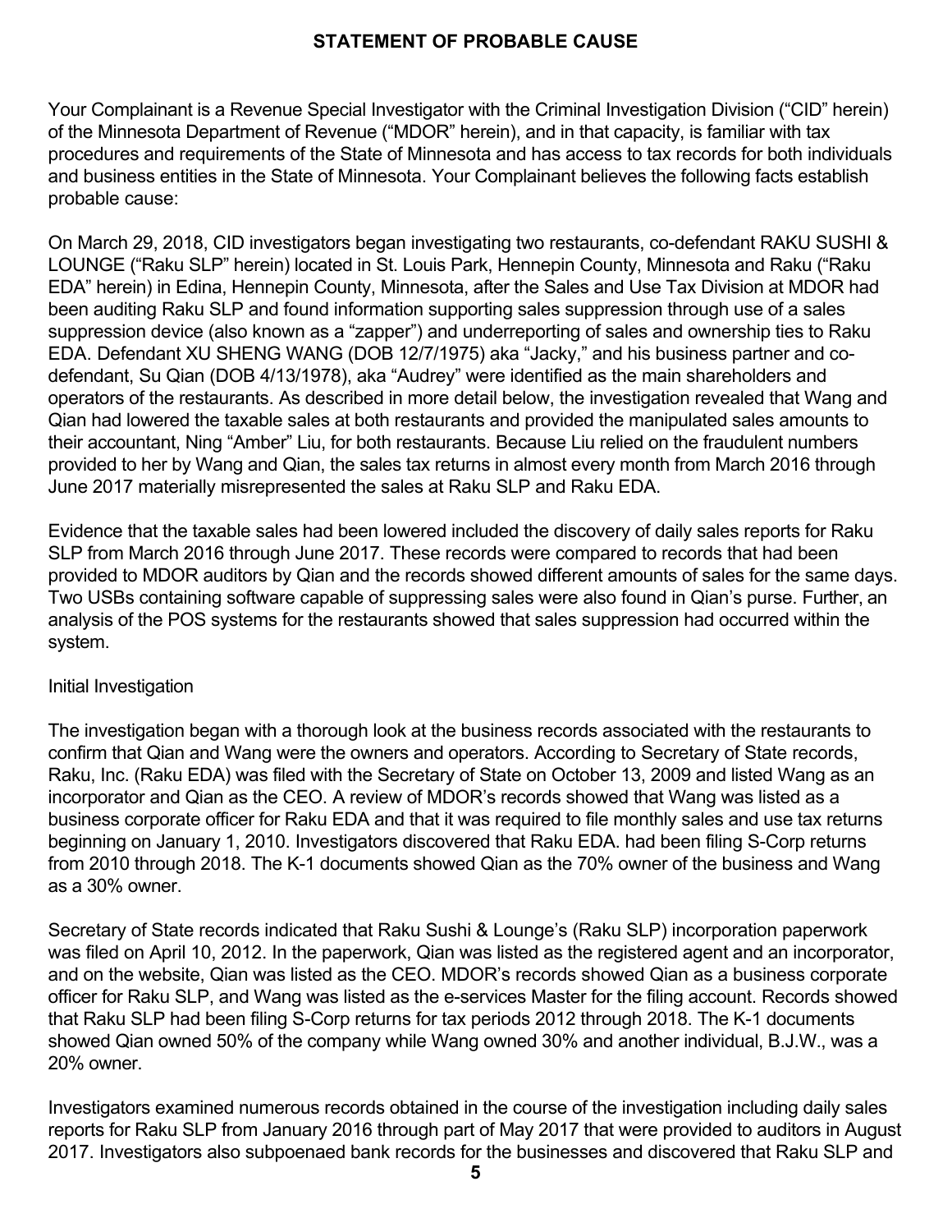## STATEMENT OF PROBABLE CAUSE

Your Complainant is a Revenue Special Investigator with the Criminal Investigation Division ("CID" herein) of the Minnesota Department of Revenue ("MDOR" herein), and in that capacity, is familiar with tax procedures and requirements of the State of Minnesota and has access to tax records for both individuals and business entities in the State of Minnesota. Your Complainant believes the following facts establish probable cause:

On March 29, 2018, CID investigators began investigating two restaurants, co-defendant RAKU SUSHI & LOUNGE ("Raku SLP" herein) located in St. Louis Park, Hennepin County, Minnesota and Raku ("Raku EDA" herein) in Edina, Hennepin County, Minnesota, after the Sales and Use Tax Division at MDOR had been auditing Raku SLP and found information supporting sales suppression through use of a sales suppression device (also known as a "zapper") and underreporting of sales and ownership ties to Raku EDA. Defendant XU SHENG WANG (DOB 12/7/1975) aka "Jacky," and his business partner and co-defendant, Su Qian (DOB 4/13/1978), aka "Audrey" were identified as the main shareholders and operators of the restaurants. As described in more detail below, the investigation revealed that Wang and Qian had lowered the taxable sales at both restaurants and provided the manipulated sales amounts to their accountant, Ning "Amber" Liu, for both restaurants. Because Liu relied on the fraudulent numbers provided to her by Wang and Qian, the sales tax returns in almost every month from March 2016 through June 2017 materially misrepresented the sales at Raku SLP and Raku EDA.

Evidence that the taxable sales had been lowered included the discovery of daily sales reports for Raku SLP from March 2016 through June 2017. These records were compared to records that had been provided to MDOR auditors by Qian and the records showed different amounts of sales for the same days. Two USBs containing software capable of suppressing sales were also found in Qian's purse. Further, an analysis of the POS systems for the restaurants showed that sales suppression had occurred within the system.

Initial Investigation

The investigation began with a thorough look at the business records associated with the restaurants to confirm that Qian and Wang were the owners and operators. According to Secretary of State records, Raku, Inc. (Raku EDA) was filed with the Secretary of State on October 13, 2009 and listed Wang as an incorporator and Qian as the CEO. A review of MDOR's records showed that Wang was listed as a business corporate officer for Raku EDA and that it was required to file monthly sales and use tax returns beginning on January 1, 2010. Investigators discovered that Raku EDA. had been filing S-Corp returns from 2010 through 2018. The K-1 documents showed Qian as the 70% owner of the business and Wang as a 30% owner.

Secretary of State records indicated that Raku Sushi & Lounge's (Raku SLP) incorporation paperwork was filed on April 10, 2012. In the paperwork, Qian was listed as the registered agent and an incorporator, and on the website, Qian was listed as the CEO. MDOR's records showed Qian as a business corporate officer for Raku SLP, and Wang was listed as the e-services Master for the filing account. Records showed that Raku SLP had been filing S-Corp returns for tax periods 2012 through 2018. The K-1 documents showed Qian owned 50% of the company while Wang owned 30% and another individual, B.J.W., was a 20% owner.

Investigators examined numerous records obtained in the course of the investigation including daily sales reports for Raku SLP from January 2016 through part of May 2017 that were provided to auditors in August 2017. Investigators also subpoenaed bank records for the businesses and discovered that Raku SLP and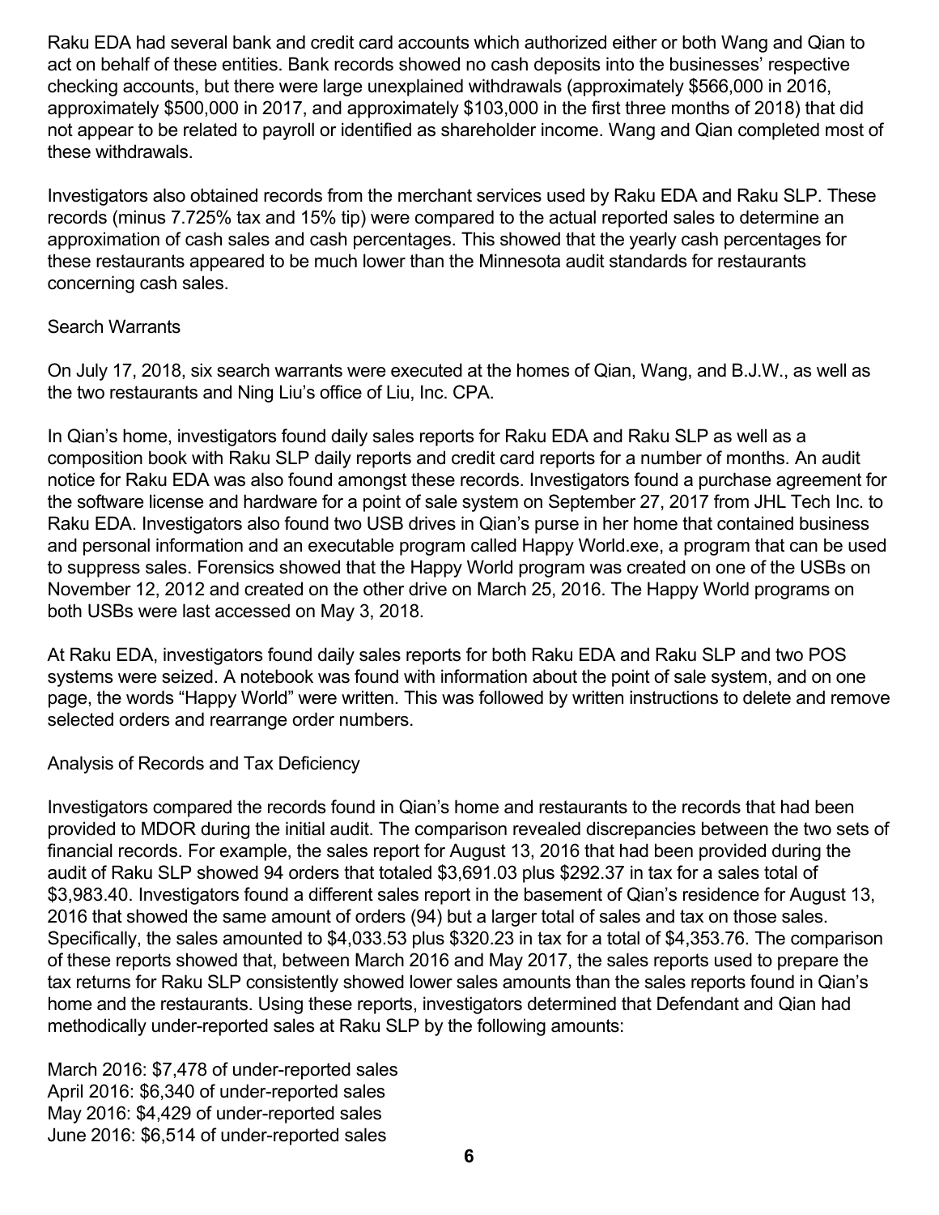Raku EDA had several bank and credit card accounts which authorized either or both Wang and Qian to act on behalf of these entities. Bank records showed no cash deposits into the businesses' respective checking accounts, but there were large unexplained withdrawals (approximately $566,000 in 2016, approximately $500,000 in 2017, and approximately $103,000 in the first three months of 2018) that did not appear to be related to payroll or identified as shareholder income. Wang and Qian completed most of these withdrawals.

Investigators also obtained records from the merchant services used by Raku EDA and Raku SLP. These records (minus 7.725% tax and 15% tip) were compared to the actual reported sales to determine an approximation of cash sales and cash percentages. This showed that the yearly cash percentages for these restaurants appeared to be much lower than the Minnesota audit standards for restaurants concerning cash sales.

Search Warrants

On July 17, 2018, six search warrants were executed at the homes of Qian, Wang, and B.J.W., as well as the two restaurants and Ning Liu's office of Liu, Inc. CPA.

In Qian's home, investigators found daily sales reports for Raku EDA and Raku SLP as well as a composition book with Raku SLP daily reports and credit card reports for a number of months. An audit notice for Raku EDA was also found amongst these records. Investigators found a purchase agreement for the software license and hardware for a point of sale system on September 27, 2017 from JHL Tech Inc. to Raku EDA. Investigators also found two USB drives in Qian's purse in her home that contained business and personal information and an executable program called Happy World.exe, a program that can be used to suppress sales. Forensics showed that the Happy World program was created on one of the USBs on November 12, 2012 and created on the other drive on March 25, 2016. The Happy World programs on both USBs were last accessed on May 3, 2018.

At Raku EDA, investigators found daily sales reports for both Raku EDA and Raku SLP and two POS systems were seized. A notebook was found with information about the point of sale system, and on one page, the words "Happy World" were written. This was followed by written instructions to delete and remove selected orders and rearrange order numbers.

Analysis of Records and Tax Deficiency

Investigators compared the records found in Qian's home and restaurants to the records that had been provided to MDOR during the initial audit. The comparison revealed discrepancies between the two sets of financial records. For example, the sales report for August 13, 2016 that had been provided during the audit of Raku SLP showed 94 orders that totaled $3,691.03 plus $292.37 in tax for a sales total of $3,983.40. Investigators found a different sales report in the basement of Qian's residence for August 13, 2016 that showed the same amount of orders (94) but a larger total of sales and tax on those sales. Specifically, the sales amounted to $4,033.53 plus $320.23 in tax for a total of $4,353.76. The comparison of these reports showed that, between March 2016 and May 2017, the sales reports used to prepare the tax returns for Raku SLP consistently showed lower sales amounts than the sales reports found in Qian's home and the restaurants. Using these reports, investigators determined that Defendant and Qian had methodically under-reported sales at Raku SLP by the following amounts:

March 2016: $7,478 of under-reported sales  
April 2016: $6,340 of under-reported sales  
May 2016: $4,429 of under-reported sales  
June 2016: $6,514 of under-reported sales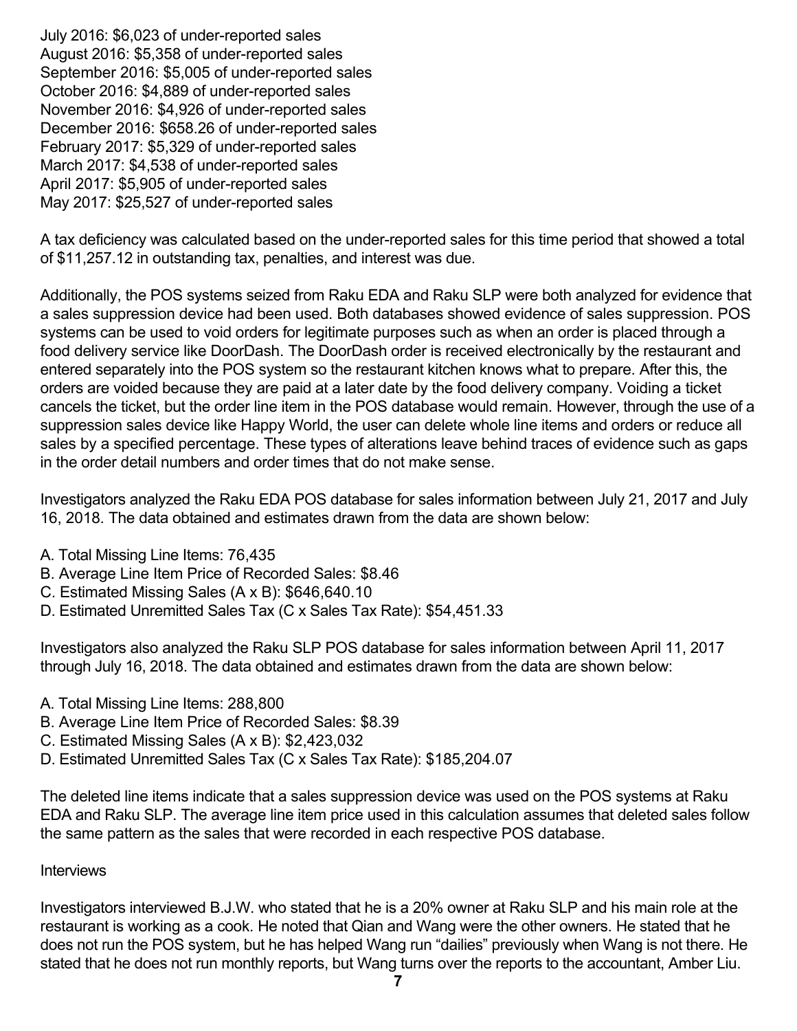July 2016: $6,023 of under-reported sales
August 2016: $5,358 of under-reported sales
September 2016: $5,005 of under-reported sales
October 2016: $4,889 of under-reported sales
November 2016: $4,926 of under-reported sales
December 2016: $658.26 of under-reported sales
February 2017: $5,329 of under-reported sales
March 2017: $4,538 of under-reported sales
April 2017: $5,905 of under-reported sales
May 2017: $25,527 of under-reported sales

A tax deficiency was calculated based on the under-reported sales for this time period that showed a total of $11,257.12 in outstanding tax, penalties, and interest was due.

Additionally, the POS systems seized from Raku EDA and Raku SLP were both analyzed for evidence that a sales suppression device had been used. Both databases showed evidence of sales suppression. POS systems can be used to void orders for legitimate purposes such as when an order is placed through a food delivery service like DoorDash. The DoorDash order is received electronically by the restaurant and entered separately into the POS system so the restaurant kitchen knows what to prepare. After this, the orders are voided because they are paid at a later date by the food delivery company. Voiding a ticket cancels the ticket, but the order line item in the POS database would remain. However, through the use of a suppression sales device like Happy World, the user can delete whole line items and orders or reduce all sales by a specified percentage. These types of alterations leave behind traces of evidence such as gaps in the order detail numbers and order times that do not make sense.

Investigators analyzed the Raku EDA POS database for sales information between July 21, 2017 and July 16, 2018. The data obtained and estimates drawn from the data are shown below:

A. Total Missing Line Items: 76,435
B. Average Line Item Price of Recorded Sales: $8.46
C. Estimated Missing Sales (A x B): $646,640.10
D. Estimated Unremitted Sales Tax (C x Sales Tax Rate): $54,451.33

Investigators also analyzed the Raku SLP POS database for sales information between April 11, 2017 through July 16, 2018. The data obtained and estimates drawn from the data are shown below:

A. Total Missing Line Items: 288,800
B. Average Line Item Price of Recorded Sales: $8.39
C. Estimated Missing Sales (A x B): $2,423,032
D. Estimated Unremitted Sales Tax (C x Sales Tax Rate): $185,204.07

The deleted line items indicate that a sales suppression device was used on the POS systems at Raku EDA and Raku SLP. The average line item price used in this calculation assumes that deleted sales follow the same pattern as the sales that were recorded in each respective POS database.

Interviews

Investigators interviewed B.J.W. who stated that he is a 20% owner at Raku SLP and his main role at the restaurant is working as a cook. He noted that Qian and Wang were the other owners. He stated that he does not run the POS system, but he has helped Wang run "dailies" previously when Wang is not there. He stated that he does not run monthly reports, but Wang turns over the reports to the accountant, Amber Liu.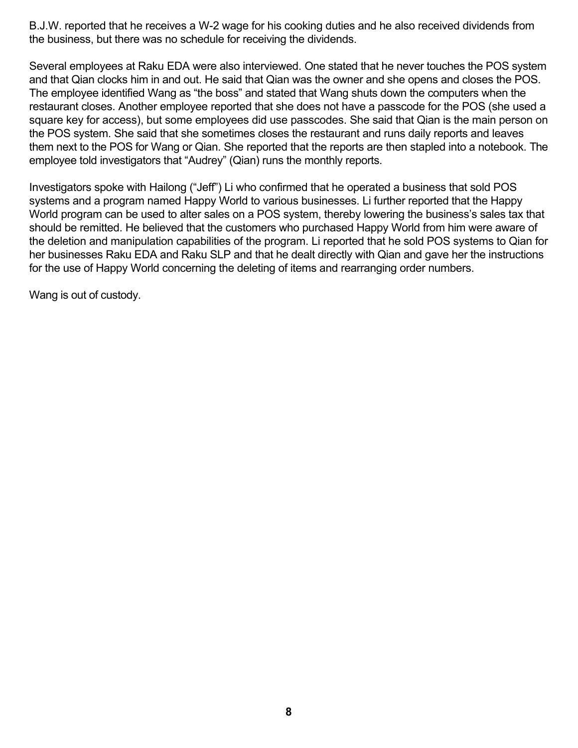B.J.W. reported that he receives a W-2 wage for his cooking duties and he also received dividends from the business, but there was no schedule for receiving the dividends.

Several employees at Raku EDA were also interviewed. One stated that he never touches the POS system and that Qian clocks him in and out. He said that Qian was the owner and she opens and closes the POS. The employee identified Wang as "the boss" and stated that Wang shuts down the computers when the restaurant closes. Another employee reported that she does not have a passcode for the POS (she used a square key for access), but some employees did use passcodes. She said that Qian is the main person on the POS system. She said that she sometimes closes the restaurant and runs daily reports and leaves them next to the POS for Wang or Qian. She reported that the reports are then stapled into a notebook. The employee told investigators that "Audrey" (Qian) runs the monthly reports.

Investigators spoke with Hailong ("Jeff") Li who confirmed that he operated a business that sold POS systems and a program named Happy World to various businesses. Li further reported that the Happy World program can be used to alter sales on a POS system, thereby lowering the business's sales tax that should be remitted. He believed that the customers who purchased Happy World from him were aware of the deletion and manipulation capabilities of the program. Li reported that he sold POS systems to Qian for her businesses Raku EDA and Raku SLP and that he dealt directly with Qian and gave her the instructions for the use of Happy World concerning the deleting of items and rearranging order numbers.

Wang is out of custody.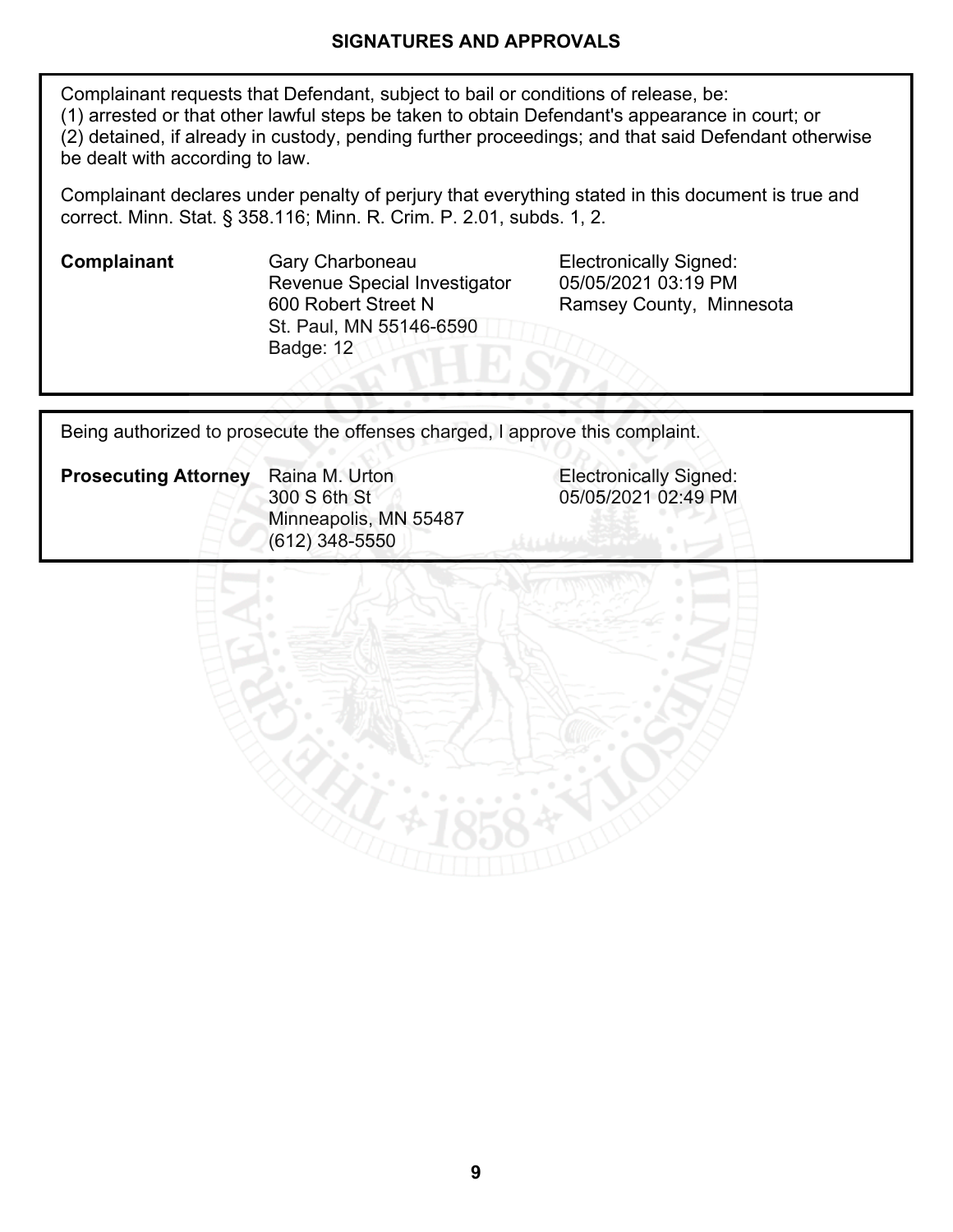## SIGNATURES AND APPROVALS

Complainant requests that Defendant, subject to bail or conditions of release, be:
(1) arrested or that other lawful steps be taken to obtain Defendant's appearance in court; or
(2) detained, if already in custody, pending further proceedings; and that said Defendant otherwise be dealt with according to law.

Complainant declares under penalty of perjury that everything stated in this document is true and correct. Minn. Stat. § 358.116; Minn. R. Crim. P. 2.01, subds. 1, 2.

| | | |
|---|---|---|
| **Complainant** | Gary Charboneau<br>Revenue Special Investigator<br>600 Robert Street N<br>St. Paul, MN 55146-6590<br>Badge: 12 | Electronically Signed:<br>05/05/2021 03:19 PM<br>Ramsey County, Minnesota |

Being authorized to prosecute the offenses charged, I approve this complaint.

| | | |
|---|---|---|
| **Prosecuting Attorney** | Raina M. Urton<br>300 S 6th St<br>Minneapolis, MN 55487<br>(612) 348-5550 | Electronically Signed:<br>05/05/2021 02:49 PM |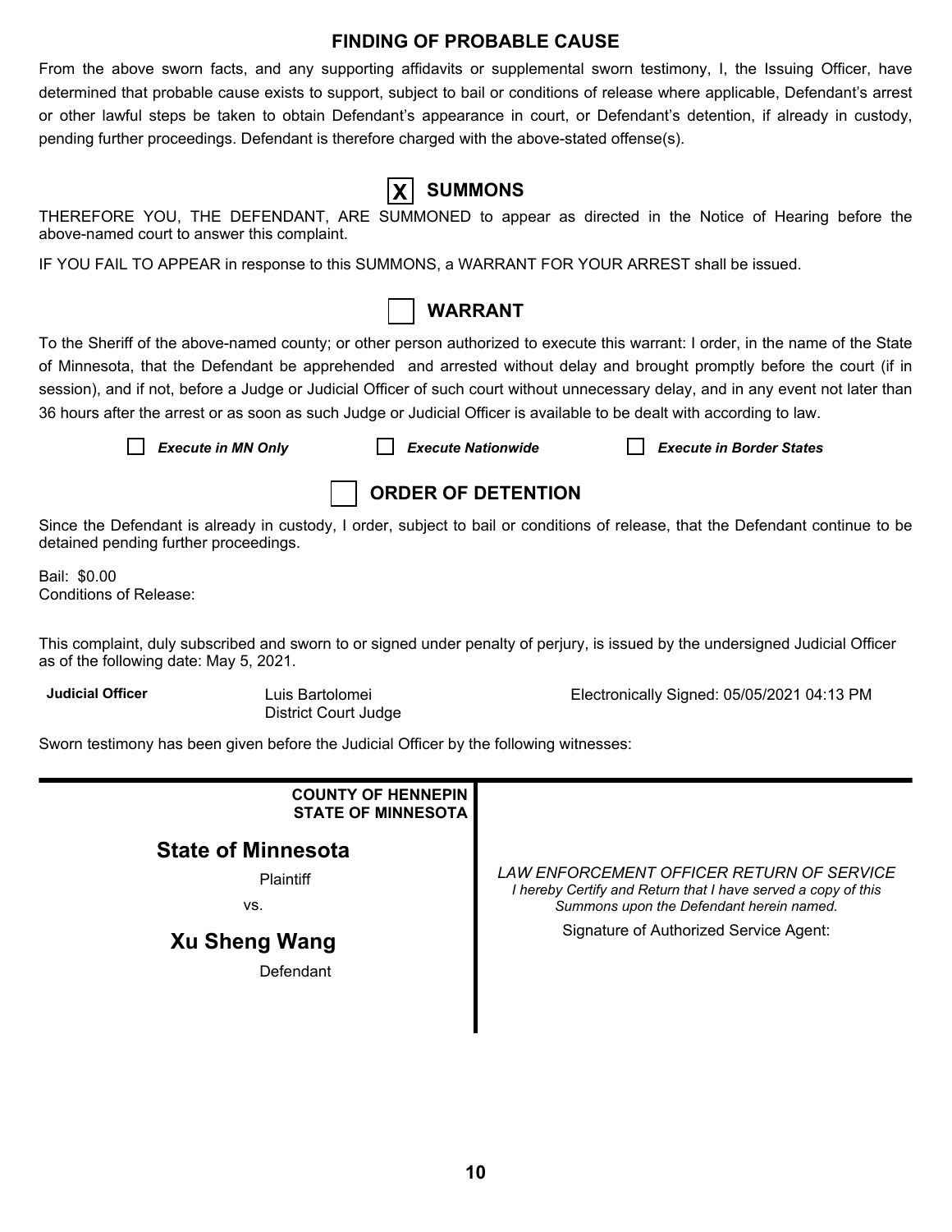## FINDING OF PROBABLE CAUSE

From the above sworn facts, and any supporting affidavits or supplemental sworn testimony, I, the Issuing Officer, have determined that probable cause exists to support, subject to bail or conditions of release where applicable, Defendant's arrest or other lawful steps be taken to obtain Defendant's appearance in court, or Defendant's detention, if already in custody, pending further proceedings. Defendant is therefore charged with the above-stated offense(s).

### [X] SUMMONS

THEREFORE YOU, THE DEFENDANT, ARE SUMMONED to appear as directed in the Notice of Hearing before the above-named court to answer this complaint.

IF YOU FAIL TO APPEAR in response to this SUMMONS, a WARRANT FOR YOUR ARREST shall be issued.

### [ ] WARRANT

To the Sheriff of the above-named county; or other person authorized to execute this warrant: I order, in the name of the State of Minnesota, that the Defendant be apprehended and arrested without delay and brought promptly before the court (if in session), and if not, before a Judge or Judicial Officer of such court without unnecessary delay, and in any event not later than 36 hours after the arrest or as soon as such Judge or Judicial Officer is available to be dealt with according to law.

[ ] *Execute in MN Only* [ ] *Execute Nationwide* [ ] *Execute in Border States*

### [ ] ORDER OF DETENTION

Since the Defendant is already in custody, I order, subject to bail or conditions of release, that the Defendant continue to be detained pending further proceedings.

Bail: $0.00
Conditions of Release:

This complaint, duly subscribed and sworn to or signed under penalty of perjury, is issued by the undersigned Judicial Officer as of the following date: May 5, 2021.

**Judicial Officer** Luis Bartolomei
District Court Judge

Electronically Signed: 05/05/2021 04:13 PM

Sworn testimony has been given before the Judicial Officer by the following witnesses:

---

**COUNTY OF HENNEPIN**
**STATE OF MINNESOTA**

**State of Minnesota**

Plaintiff

vs.

**Xu Sheng Wang**

Defendant

*LAW ENFORCEMENT OFFICER RETURN OF SERVICE*
*I hereby Certify and Return that I have served a copy of this Summons upon the Defendant herein named.*

Signature of Authorized Service Agent: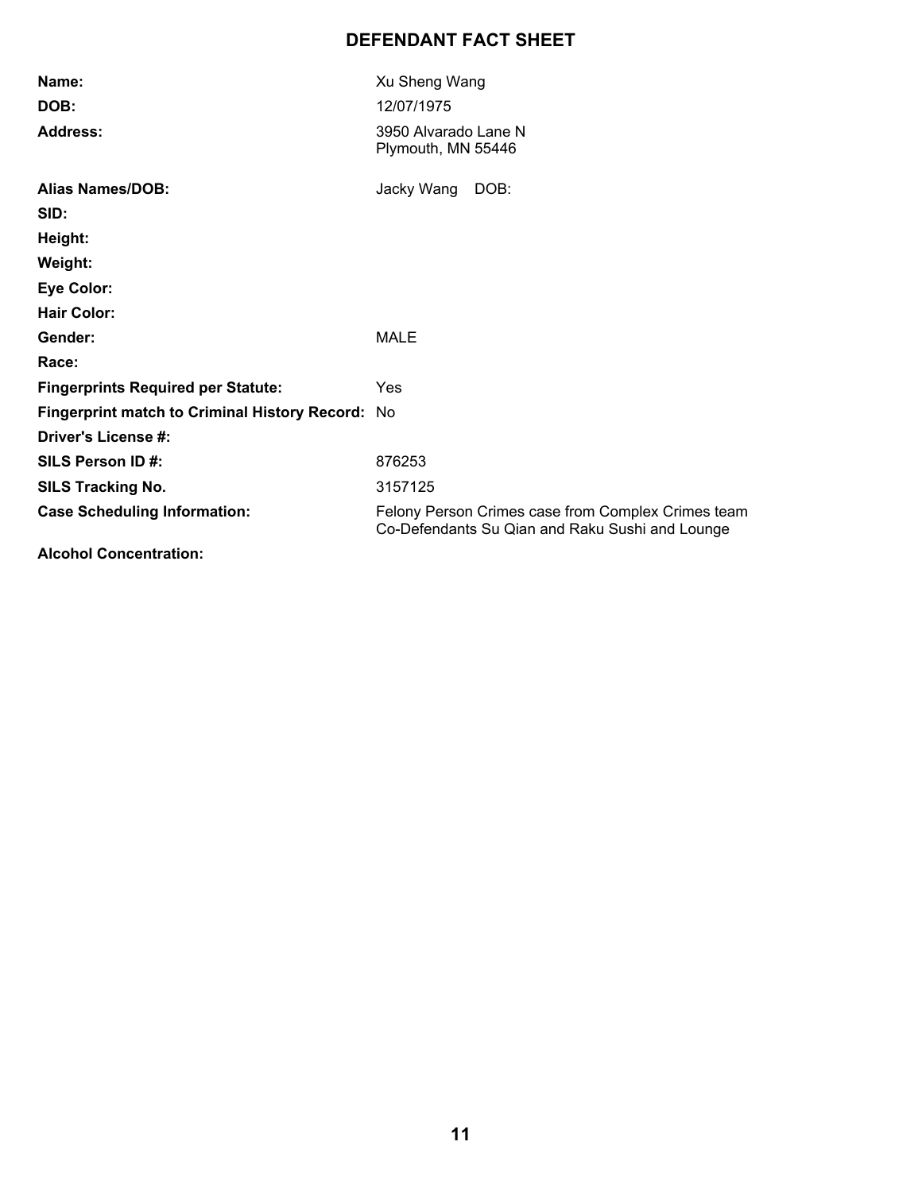# DEFENDANT FACT SHEET

| | |
|---|---|
| **Name:** | Xu Sheng Wang |
| **DOB:** | 12/07/1975 |
| **Address:** | 3950 Alvarado Lane N<br>Plymouth, MN 55446 |
| **Alias Names/DOB:** | Jacky Wang DOB: |
| **SID:** | |
| **Height:** | |
| **Weight:** | |
| **Eye Color:** | |
| **Hair Color:** | |
| **Gender:** | MALE |
| **Race:** | |
| **Fingerprints Required per Statute:** | Yes |
| **Fingerprint match to Criminal History Record:** | No |
| **Driver's License #:** | |
| **SILS Person ID #:** | 876253 |
| **SILS Tracking No.** | 3157125 |
| **Case Scheduling Information:** | Felony Person Crimes case from Complex Crimes team<br>Co-Defendants Su Qian and Raku Sushi and Lounge |
| **Alcohol Concentration:** | |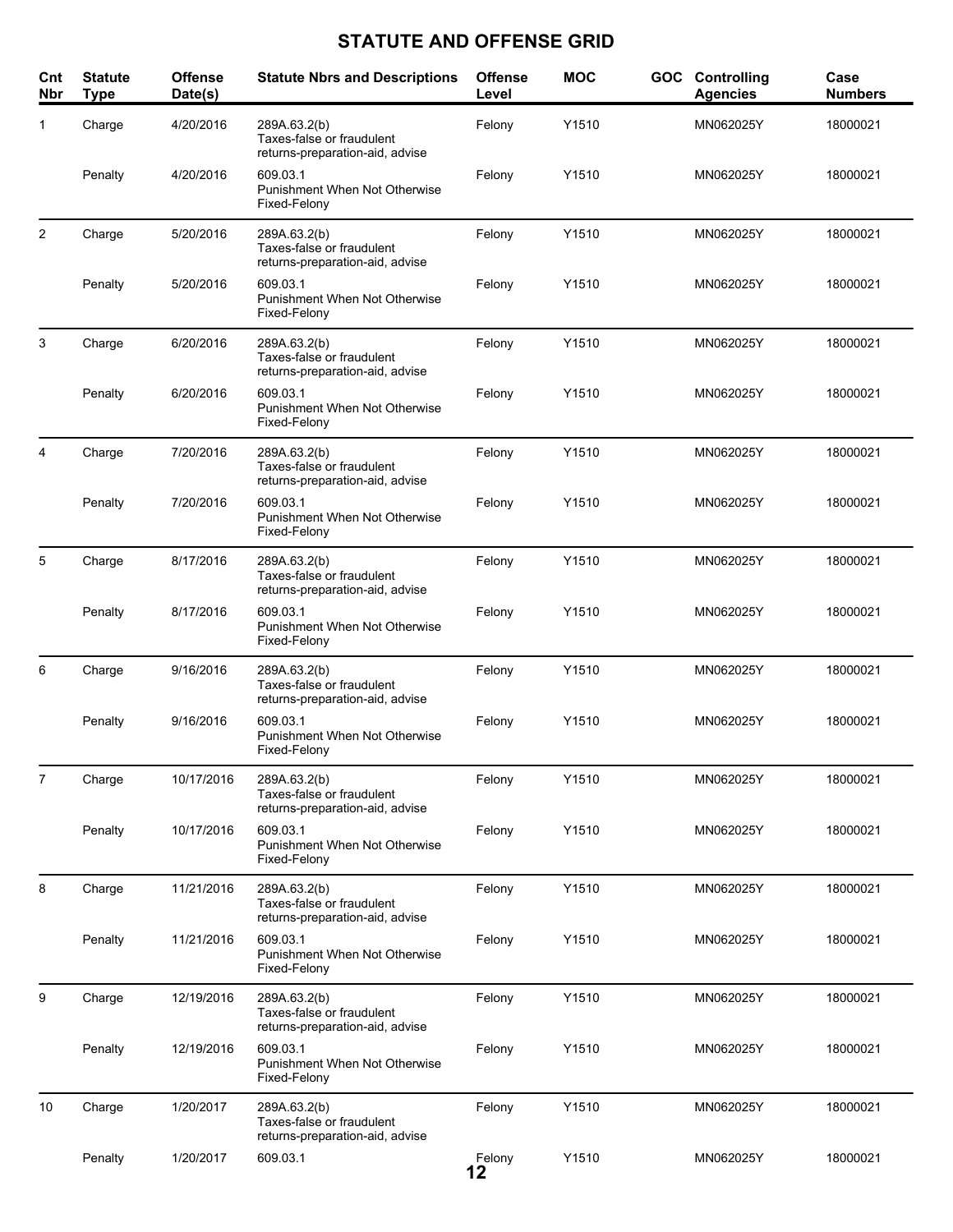# STATUTE AND OFFENSE GRID

| Cnt Nbr | Statute Type | Offense Date(s) | Statute Nbrs and Descriptions | Offense Level | MOC | GOC | Controlling Agencies | Case Numbers |
|---|---|---|---|---|---|---|---|---|
| 1 | Charge | 4/20/2016 | 289A.63.2(b) Taxes-false or fraudulent returns-preparation-aid, advise | Felony | Y1510 | | MN062025Y | 18000021 |
| | Penalty | 4/20/2016 | 609.03.1 Punishment When Not Otherwise Fixed-Felony | Felony | Y1510 | | MN062025Y | 18000021 |
| 2 | Charge | 5/20/2016 | 289A.63.2(b) Taxes-false or fraudulent returns-preparation-aid, advise | Felony | Y1510 | | MN062025Y | 18000021 |
| | Penalty | 5/20/2016 | 609.03.1 Punishment When Not Otherwise Fixed-Felony | Felony | Y1510 | | MN062025Y | 18000021 |
| 3 | Charge | 6/20/2016 | 289A.63.2(b) Taxes-false or fraudulent returns-preparation-aid, advise | Felony | Y1510 | | MN062025Y | 18000021 |
| | Penalty | 6/20/2016 | 609.03.1 Punishment When Not Otherwise Fixed-Felony | Felony | Y1510 | | MN062025Y | 18000021 |
| 4 | Charge | 7/20/2016 | 289A.63.2(b) Taxes-false or fraudulent returns-preparation-aid, advise | Felony | Y1510 | | MN062025Y | 18000021 |
| | Penalty | 7/20/2016 | 609.03.1 Punishment When Not Otherwise Fixed-Felony | Felony | Y1510 | | MN062025Y | 18000021 |
| 5 | Charge | 8/17/2016 | 289A.63.2(b) Taxes-false or fraudulent returns-preparation-aid, advise | Felony | Y1510 | | MN062025Y | 18000021 |
| | Penalty | 8/17/2016 | 609.03.1 Punishment When Not Otherwise Fixed-Felony | Felony | Y1510 | | MN062025Y | 18000021 |
| 6 | Charge | 9/16/2016 | 289A.63.2(b) Taxes-false or fraudulent returns-preparation-aid, advise | Felony | Y1510 | | MN062025Y | 18000021 |
| | Penalty | 9/16/2016 | 609.03.1 Punishment When Not Otherwise Fixed-Felony | Felony | Y1510 | | MN062025Y | 18000021 |
| 7 | Charge | 10/17/2016 | 289A.63.2(b) Taxes-false or fraudulent returns-preparation-aid, advise | Felony | Y1510 | | MN062025Y | 18000021 |
| | Penalty | 10/17/2016 | 609.03.1 Punishment When Not Otherwise Fixed-Felony | Felony | Y1510 | | MN062025Y | 18000021 |
| 8 | Charge | 11/21/2016 | 289A.63.2(b) Taxes-false or fraudulent returns-preparation-aid, advise | Felony | Y1510 | | MN062025Y | 18000021 |
| | Penalty | 11/21/2016 | 609.03.1 Punishment When Not Otherwise Fixed-Felony | Felony | Y1510 | | MN062025Y | 18000021 |
| 9 | Charge | 12/19/2016 | 289A.63.2(b) Taxes-false or fraudulent returns-preparation-aid, advise | Felony | Y1510 | | MN062025Y | 18000021 |
| | Penalty | 12/19/2016 | 609.03.1 Punishment When Not Otherwise Fixed-Felony | Felony | Y1510 | | MN062025Y | 18000021 |
| 10 | Charge | 1/20/2017 | 289A.63.2(b) Taxes-false or fraudulent returns-preparation-aid, advise | Felony | Y1510 | | MN062025Y | 18000021 |
| | Penalty | 1/20/2017 | 609.03.1 | Felony | Y1510 | | MN062025Y | 18000021 |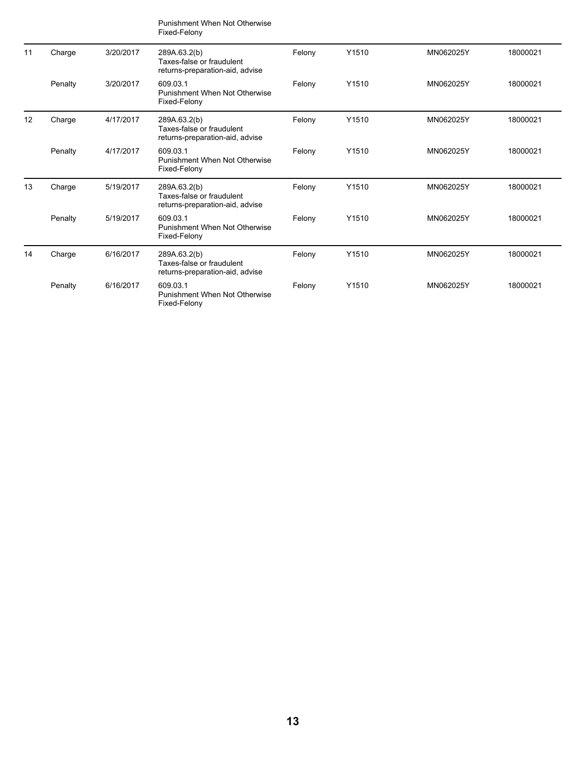| | | | | | | | |
|---|---|---|---|---|---|---|---|
| | | | Punishment When Not Otherwise Fixed-Felony | | | | |
| 11 | Charge | 3/20/2017 | 289A.63.2(b) Taxes-false or fraudulent returns-preparation-aid, advise | Felony | Y1510 | MN062025Y | 18000021 |
| | Penalty | 3/20/2017 | 609.03.1 Punishment When Not Otherwise Fixed-Felony | Felony | Y1510 | MN062025Y | 18000021 |
| 12 | Charge | 4/17/2017 | 289A.63.2(b) Taxes-false or fraudulent returns-preparation-aid, advise | Felony | Y1510 | MN062025Y | 18000021 |
| | Penalty | 4/17/2017 | 609.03.1 Punishment When Not Otherwise Fixed-Felony | Felony | Y1510 | MN062025Y | 18000021 |
| 13 | Charge | 5/19/2017 | 289A.63.2(b) Taxes-false or fraudulent returns-preparation-aid, advise | Felony | Y1510 | MN062025Y | 18000021 |
| | Penalty | 5/19/2017 | 609.03.1 Punishment When Not Otherwise Fixed-Felony | Felony | Y1510 | MN062025Y | 18000021 |
| 14 | Charge | 6/16/2017 | 289A.63.2(b) Taxes-false or fraudulent returns-preparation-aid, advise | Felony | Y1510 | MN062025Y | 18000021 |
| | Penalty | 6/16/2017 | 609.03.1 Punishment When Not Otherwise Fixed-Felony | Felony | Y1510 | MN062025Y | 18000021 |